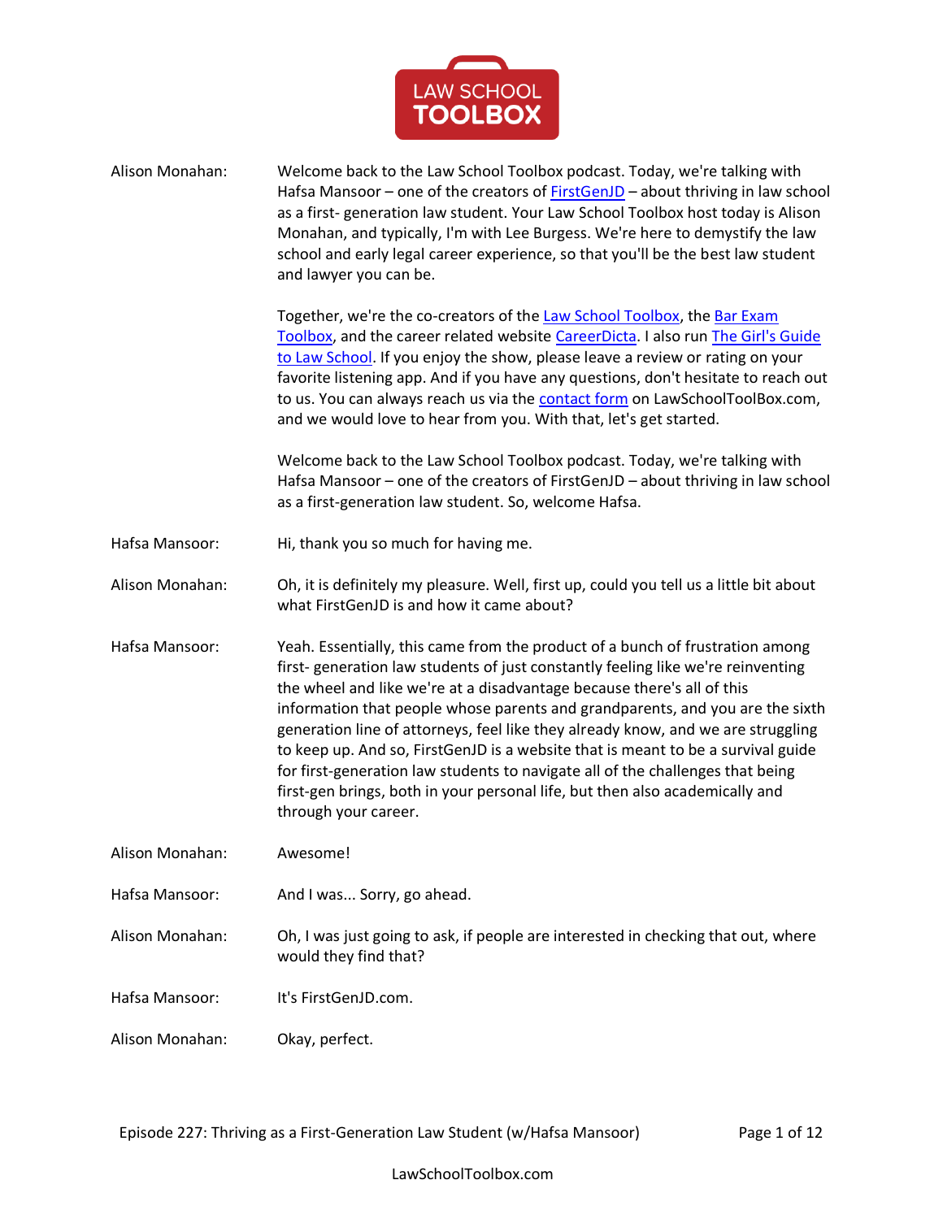**Alison Monahan:** Welcome back to the Law School Toolbox podcast. Today, we're talking with Hafsa Mansoor – one of the creators of FirstGenJD – about thriving in law school as a first- generation law student. Your Law School Toolbox host today is Alison Monahan, and typically, I'm with Lee Burgess. We're here to demystify the law school and early legal career experience, so that you'll be the best law student and lawyer you can be.

Together, we're the co-creators of the Law School Toolbox, the Bar Exam Toolbox, and the career related website CareerDicta. I also run The Girl's Guide to Law School. If you enjoy the show, please leave a review or rating on your favorite listening app. And if you have any questions, don't hesitate to reach out to us. You can always reach us via the contact form on LawSchoolToolBox.com, and we would love to hear from you. With that, let's get started.

Welcome back to the Law School Toolbox podcast. Today, we're talking with Hafsa Mansoor – one of the creators of FirstGenJD – about thriving in law school as a first-generation law student. So, welcome Hafsa.

**Hafsa Mansoor:** Hi, thank you so much for having me.

**Alison Monahan:** Oh, it is definitely my pleasure. Well, first up, could you tell us a little bit about what FirstGenJD is and how it came about?

**Hafsa Mansoor:** Yeah. Essentially, this came from the product of a bunch of frustration among first- generation law students of just constantly feeling like we're reinventing the wheel and like we're at a disadvantage because there's all of this information that people whose parents and grandparents, and you are the sixth generation line of attorneys, feel like they already know, and we are struggling to keep up. And so, FirstGenJD is a website that is meant to be a survival guide for first-generation law students to navigate all of the challenges that being first-gen brings, both in your personal life, but then also academically and through your career.

**Alison Monahan:** Awesome!

**Hafsa Mansoor:** And I was... Sorry, go ahead.

**Alison Monahan:** Oh, I was just going to ask, if people are interested in checking that out, where would they find that?

**Hafsa Mansoor:** It's FirstGenJD.com.

**Alison Monahan:** Okay, perfect.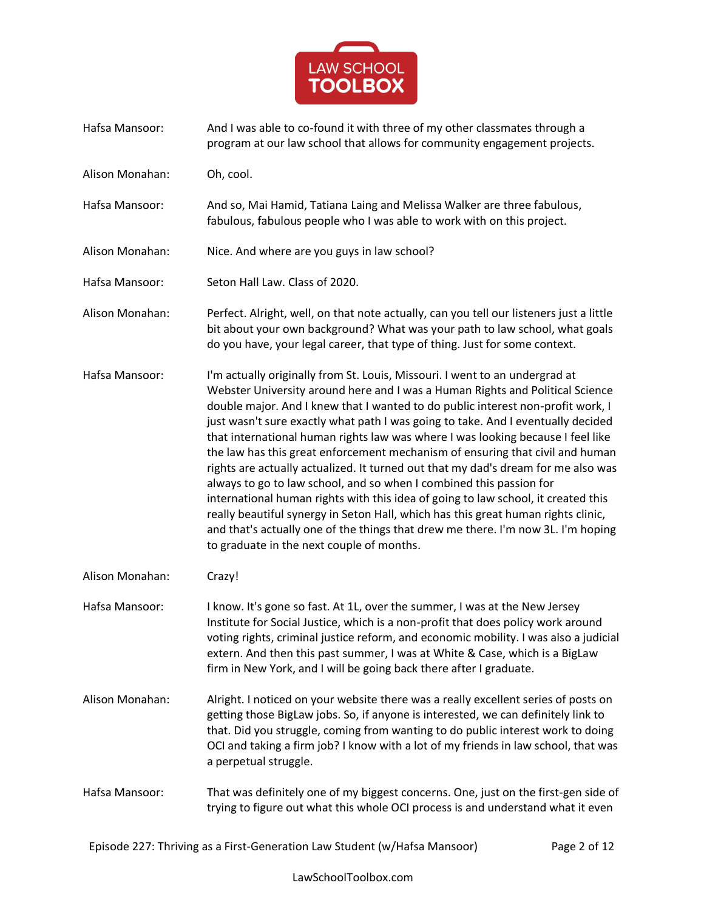**Hafsa Mansoor:** And I was able to co-found it with three of my other classmates through a program at our law school that allows for community engagement projects.

**Alison Monahan:** Oh, cool.

**Hafsa Mansoor:** And so, Mai Hamid, Tatiana Laing and Melissa Walker are three fabulous, fabulous, fabulous people who I was able to work with on this project.

**Alison Monahan:** Nice. And where are you guys in law school?

**Hafsa Mansoor:** Seton Hall Law. Class of 2020.

**Alison Monahan:** Perfect. Alright, well, on that note actually, can you tell our listeners just a little bit about your own background? What was your path to law school, what goals do you have, your legal career, that type of thing. Just for some context.

**Hafsa Mansoor:** I'm actually originally from St. Louis, Missouri. I went to an undergrad at Webster University around here and I was a Human Rights and Political Science double major. And I knew that I wanted to do public interest non-profit work, I just wasn't sure exactly what path I was going to take. And I eventually decided that international human rights law was where I was looking because I feel like the law has this great enforcement mechanism of ensuring that civil and human rights are actually actualized. It turned out that my dad's dream for me also was always to go to law school, and so when I combined this passion for international human rights with this idea of going to law school, it created this really beautiful synergy in Seton Hall, which has this great human rights clinic, and that's actually one of the things that drew me there. I'm now 3L. I'm hoping to graduate in the next couple of months.

**Alison Monahan:** Crazy!

**Hafsa Mansoor:** I know. It's gone so fast. At 1L, over the summer, I was at the New Jersey Institute for Social Justice, which is a non-profit that does policy work around voting rights, criminal justice reform, and economic mobility. I was also a judicial extern. And then this past summer, I was at White & Case, which is a BigLaw firm in New York, and I will be going back there after I graduate.

**Alison Monahan:** Alright. I noticed on your website there was a really excellent series of posts on getting those BigLaw jobs. So, if anyone is interested, we can definitely link to that. Did you struggle, coming from wanting to do public interest work to doing OCI and taking a firm job? I know with a lot of my friends in law school, that was a perpetual struggle.

**Hafsa Mansoor:** That was definitely one of my biggest concerns. One, just on the first-gen side of trying to figure out what this whole OCI process is and understand what it even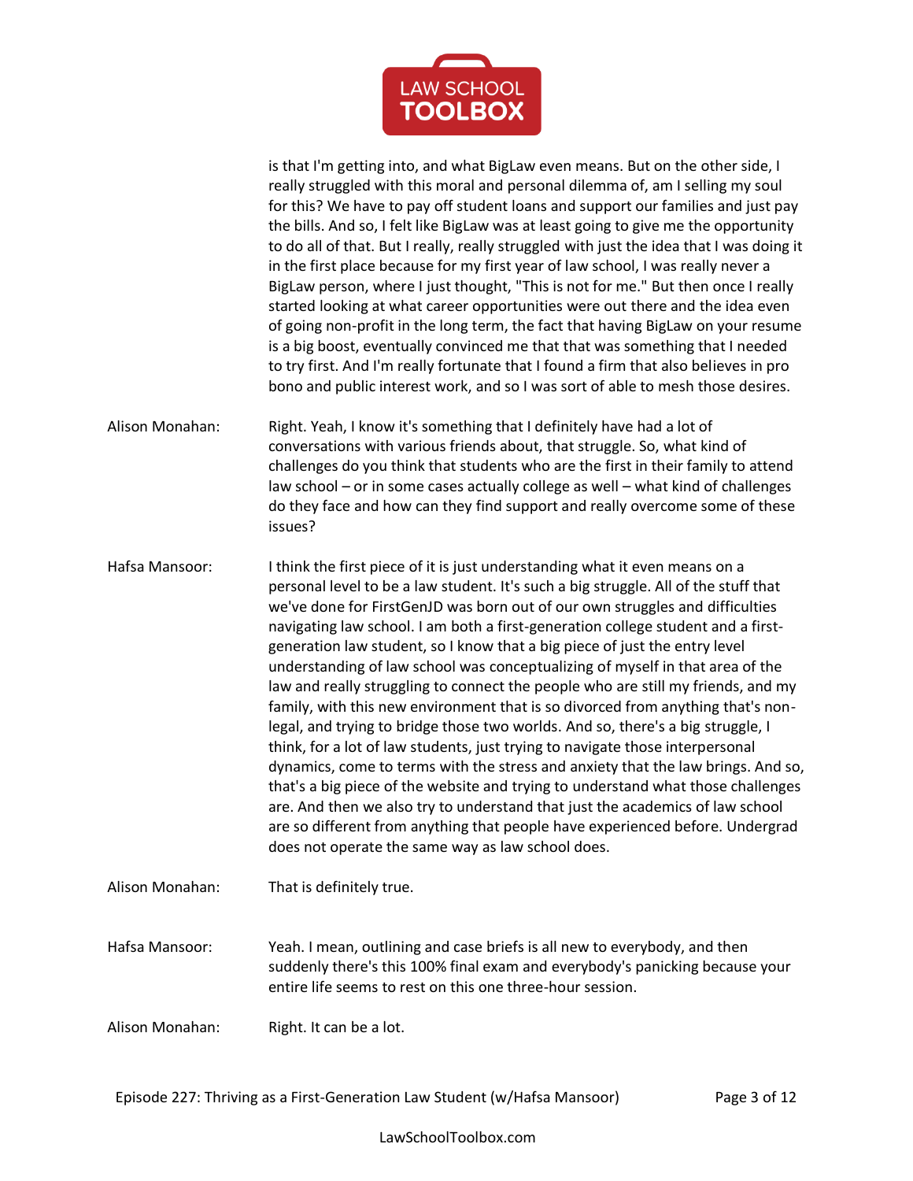is that I'm getting into, and what BigLaw even means. But on the other side, I really struggled with this moral and personal dilemma of, am I selling my soul for this? We have to pay off student loans and support our families and just pay the bills. And so, I felt like BigLaw was at least going to give me the opportunity to do all of that. But I really, really struggled with just the idea that I was doing it in the first place because for my first year of law school, I was really never a BigLaw person, where I just thought, "This is not for me." But then once I really started looking at what career opportunities were out there and the idea even of going non-profit in the long term, the fact that having BigLaw on your resume is a big boost, eventually convinced me that that was something that I needed to try first. And I'm really fortunate that I found a firm that also believes in pro bono and public interest work, and so I was sort of able to mesh those desires.

**Alison Monahan:** Right. Yeah, I know it's something that I definitely have had a lot of conversations with various friends about, that struggle. So, what kind of challenges do you think that students who are the first in their family to attend law school – or in some cases actually college as well – what kind of challenges do they face and how can they find support and really overcome some of these issues?

**Hafsa Mansoor:** I think the first piece of it is just understanding what it even means on a personal level to be a law student. It's such a big struggle. All of the stuff that we've done for FirstGenJD was born out of our own struggles and difficulties navigating law school. I am both a first-generation college student and a first-generation law student, so I know that a big piece of just the entry level understanding of law school was conceptualizing of myself in that area of the law and really struggling to connect the people who are still my friends, and my family, with this new environment that is so divorced from anything that's non-legal, and trying to bridge those two worlds. And so, there's a big struggle, I think, for a lot of law students, just trying to navigate those interpersonal dynamics, come to terms with the stress and anxiety that the law brings. And so, that's a big piece of the website and trying to understand what those challenges are. And then we also try to understand that just the academics of law school are so different from anything that people have experienced before. Undergrad does not operate the same way as law school does.

**Alison Monahan:** That is definitely true.

**Hafsa Mansoor:** Yeah. I mean, outlining and case briefs is all new to everybody, and then suddenly there's this 100% final exam and everybody's panicking because your entire life seems to rest on this one three-hour session.

**Alison Monahan:** Right. It can be a lot.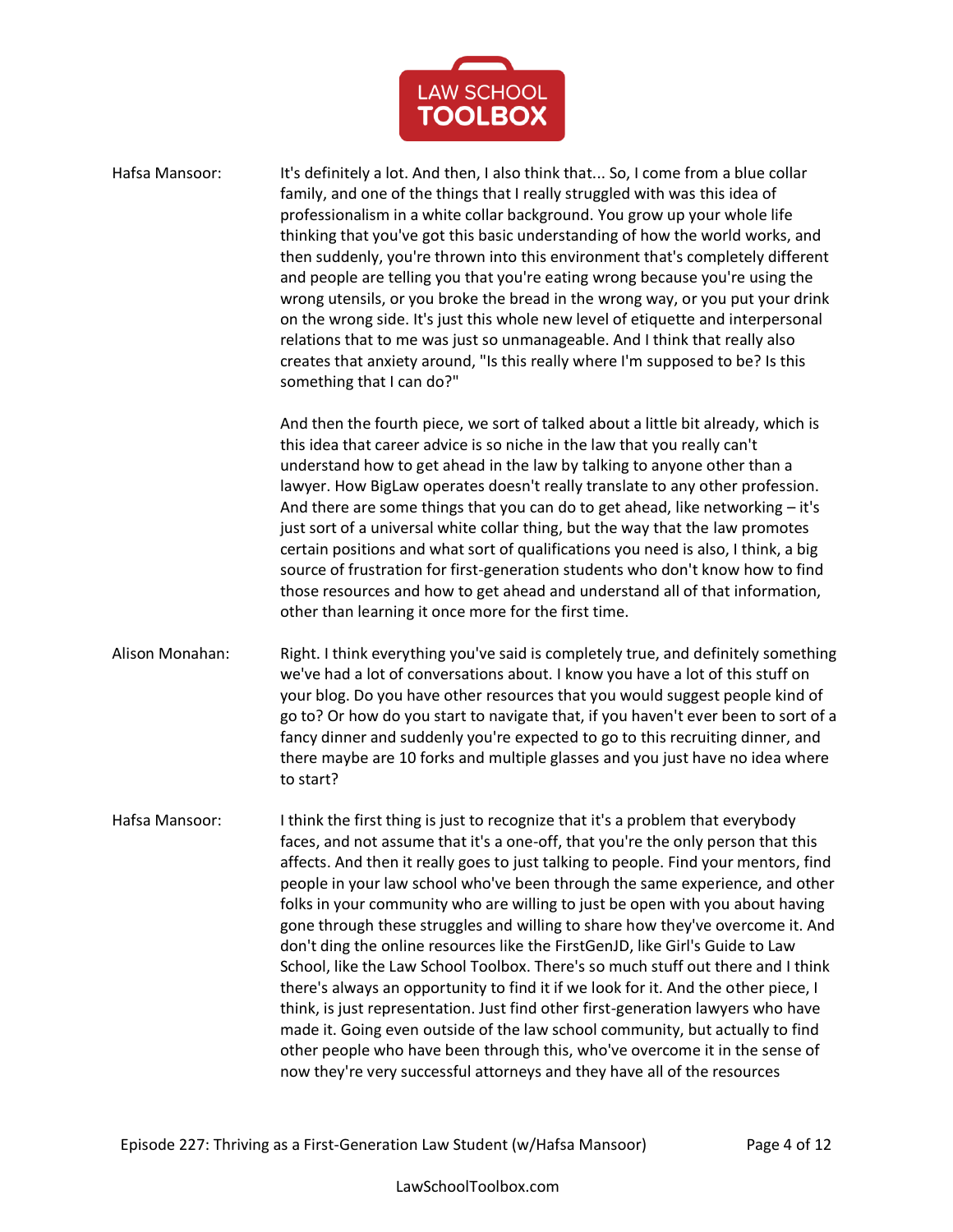**Hafsa Mansoor:** It's definitely a lot. And then, I also think that... So, I come from a blue collar family, and one of the things that I really struggled with was this idea of professionalism in a white collar background. You grow up your whole life thinking that you've got this basic understanding of how the world works, and then suddenly, you're thrown into this environment that's completely different and people are telling you that you're eating wrong because you're using the wrong utensils, or you broke the bread in the wrong way, or you put your drink on the wrong side. It's just this whole new level of etiquette and interpersonal relations that to me was just so unmanageable. And I think that really also creates that anxiety around, "Is this really where I'm supposed to be? Is this something that I can do?"

And then the fourth piece, we sort of talked about a little bit already, which is this idea that career advice is so niche in the law that you really can't understand how to get ahead in the law by talking to anyone other than a lawyer. How BigLaw operates doesn't really translate to any other profession. And there are some things that you can do to get ahead, like networking – it's just sort of a universal white collar thing, but the way that the law promotes certain positions and what sort of qualifications you need is also, I think, a big source of frustration for first-generation students who don't know how to find those resources and how to get ahead and understand all of that information, other than learning it once more for the first time.

**Alison Monahan:** Right. I think everything you've said is completely true, and definitely something we've had a lot of conversations about. I know you have a lot of this stuff on your blog. Do you have other resources that you would suggest people kind of go to? Or how do you start to navigate that, if you haven't ever been to sort of a fancy dinner and suddenly you're expected to go to this recruiting dinner, and there maybe are 10 forks and multiple glasses and you just have no idea where to start?

**Hafsa Mansoor:** I think the first thing is just to recognize that it's a problem that everybody faces, and not assume that it's a one-off, that you're the only person that this affects. And then it really goes to just talking to people. Find your mentors, find people in your law school who've been through the same experience, and other folks in your community who are willing to just be open with you about having gone through these struggles and willing to share how they've overcome it. And don't ding the online resources like the FirstGenJD, like Girl's Guide to Law School, like the Law School Toolbox. There's so much stuff out there and I think there's always an opportunity to find it if we look for it. And the other piece, I think, is just representation. Just find other first-generation lawyers who have made it. Going even outside of the law school community, but actually to find other people who have been through this, who've overcome it in the sense of now they're very successful attorneys and they have all of the resources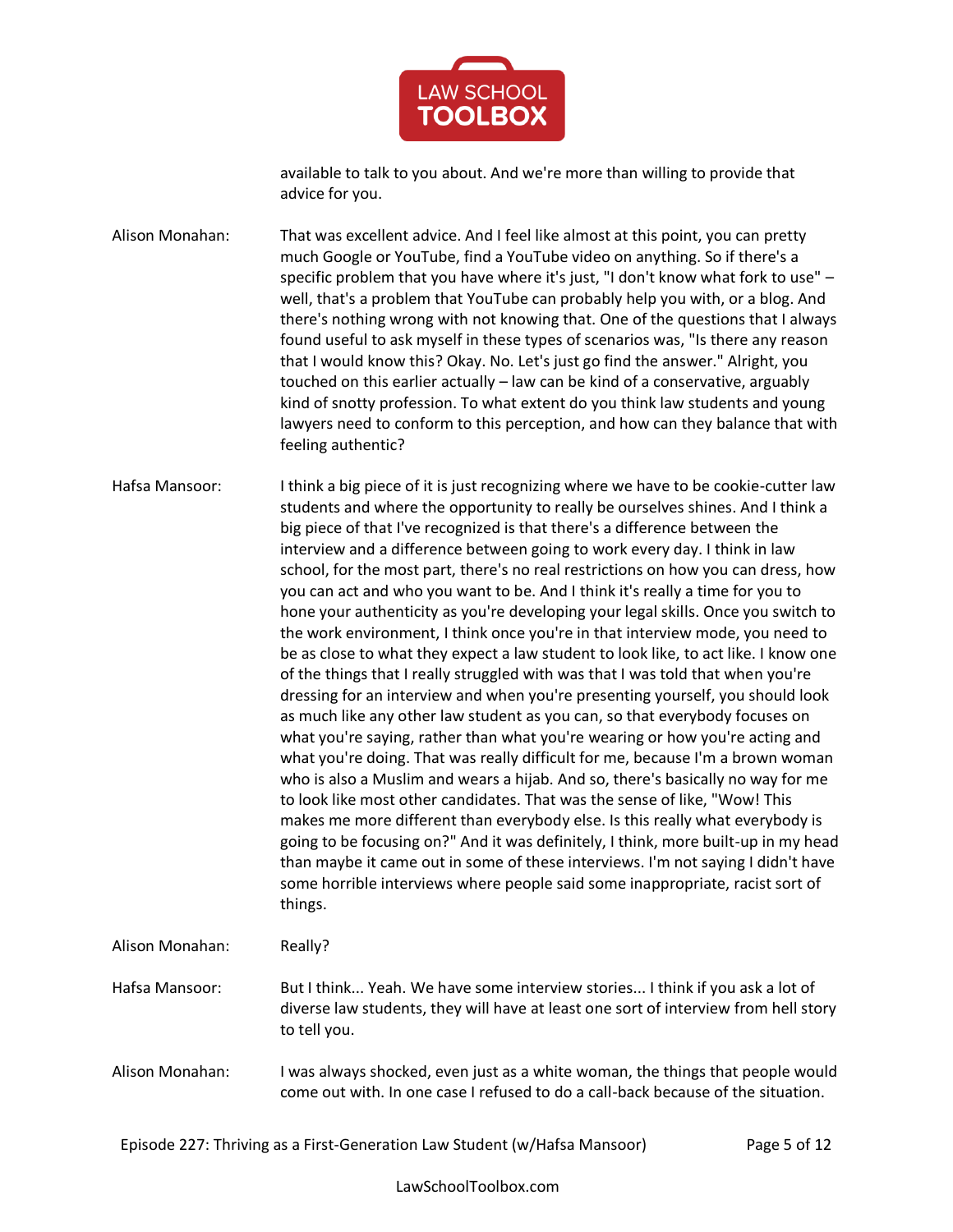available to talk to you about. And we're more than willing to provide that advice for you.

**Alison Monahan:** That was excellent advice. And I feel like almost at this point, you can pretty much Google or YouTube, find a YouTube video on anything. So if there's a specific problem that you have where it's just, "I don't know what fork to use" – well, that's a problem that YouTube can probably help you with, or a blog. And there's nothing wrong with not knowing that. One of the questions that I always found useful to ask myself in these types of scenarios was, "Is there any reason that I would know this? Okay. No. Let's just go find the answer." Alright, you touched on this earlier actually – law can be kind of a conservative, arguably kind of snotty profession. To what extent do you think law students and young lawyers need to conform to this perception, and how can they balance that with feeling authentic?

**Hafsa Mansoor:** I think a big piece of it is just recognizing where we have to be cookie-cutter law students and where the opportunity to really be ourselves shines. And I think a big piece of that I've recognized is that there's a difference between the interview and a difference between going to work every day. I think in law school, for the most part, there's no real restrictions on how you can dress, how you can act and who you want to be. And I think it's really a time for you to hone your authenticity as you're developing your legal skills. Once you switch to the work environment, I think once you're in that interview mode, you need to be as close to what they expect a law student to look like, to act like. I know one of the things that I really struggled with was that I was told that when you're dressing for an interview and when you're presenting yourself, you should look as much like any other law student as you can, so that everybody focuses on what you're saying, rather than what you're wearing or how you're acting and what you're doing. That was really difficult for me, because I'm a brown woman who is also a Muslim and wears a hijab. And so, there's basically no way for me to look like most other candidates. That was the sense of like, "Wow! This makes me more different than everybody else. Is this really what everybody is going to be focusing on?" And it was definitely, I think, more built-up in my head than maybe it came out in some of these interviews. I'm not saying I didn't have some horrible interviews where people said some inappropriate, racist sort of things.

**Alison Monahan:** Really?

**Hafsa Mansoor:** But I think... Yeah. We have some interview stories... I think if you ask a lot of diverse law students, they will have at least one sort of interview from hell story to tell you.

**Alison Monahan:** I was always shocked, even just as a white woman, the things that people would come out with. In one case I refused to do a call-back because of the situation.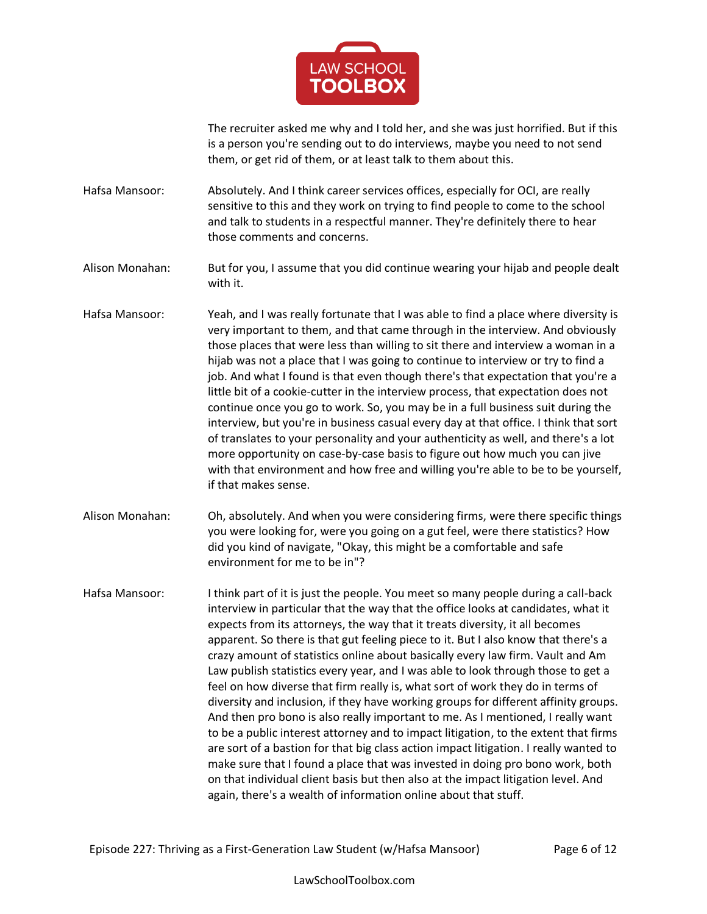The recruiter asked me why and I told her, and she was just horrified. But if this is a person you're sending out to do interviews, maybe you need to not send them, or get rid of them, or at least talk to them about this.

**Hafsa Mansoor:** Absolutely. And I think career services offices, especially for OCI, are really sensitive to this and they work on trying to find people to come to the school and talk to students in a respectful manner. They're definitely there to hear those comments and concerns.

**Alison Monahan:** But for you, I assume that you did continue wearing your hijab and people dealt with it.

**Hafsa Mansoor:** Yeah, and I was really fortunate that I was able to find a place where diversity is very important to them, and that came through in the interview. And obviously those places that were less than willing to sit there and interview a woman in a hijab was not a place that I was going to continue to interview or try to find a job. And what I found is that even though there's that expectation that you're a little bit of a cookie-cutter in the interview process, that expectation does not continue once you go to work. So, you may be in a full business suit during the interview, but you're in business casual every day at that office. I think that sort of translates to your personality and your authenticity as well, and there's a lot more opportunity on case-by-case basis to figure out how much you can jive with that environment and how free and willing you're able to be to be yourself, if that makes sense.

**Alison Monahan:** Oh, absolutely. And when you were considering firms, were there specific things you were looking for, were you going on a gut feel, were there statistics? How did you kind of navigate, "Okay, this might be a comfortable and safe environment for me to be in"?

**Hafsa Mansoor:** I think part of it is just the people. You meet so many people during a call-back interview in particular that the way that the office looks at candidates, what it expects from its attorneys, the way that it treats diversity, it all becomes apparent. So there is that gut feeling piece to it. But I also know that there's a crazy amount of statistics online about basically every law firm. Vault and Am Law publish statistics every year, and I was able to look through those to get a feel on how diverse that firm really is, what sort of work they do in terms of diversity and inclusion, if they have working groups for different affinity groups. And then pro bono is also really important to me. As I mentioned, I really want to be a public interest attorney and to impact litigation, to the extent that firms are sort of a bastion for that big class action impact litigation. I really wanted to make sure that I found a place that was invested in doing pro bono work, both on that individual client basis but then also at the impact litigation level. And again, there's a wealth of information online about that stuff.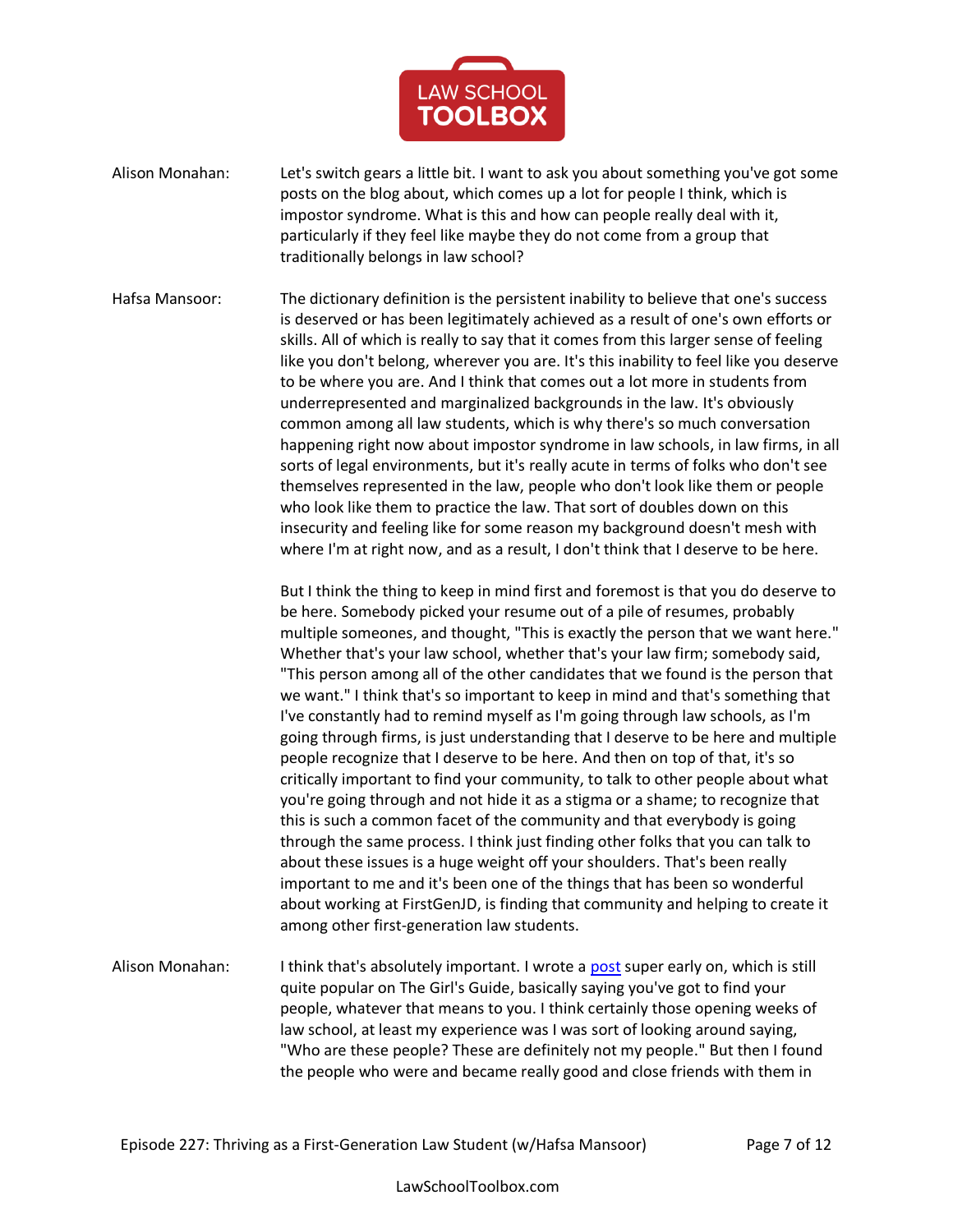**Alison Monahan:** Let's switch gears a little bit. I want to ask you about something you've got some posts on the blog about, which comes up a lot for people I think, which is impostor syndrome. What is this and how can people really deal with it, particularly if they feel like maybe they do not come from a group that traditionally belongs in law school?

**Hafsa Mansoor:** The dictionary definition is the persistent inability to believe that one's success is deserved or has been legitimately achieved as a result of one's own efforts or skills. All of which is really to say that it comes from this larger sense of feeling like you don't belong, wherever you are. It's this inability to feel like you deserve to be where you are. And I think that comes out a lot more in students from underrepresented and marginalized backgrounds in the law. It's obviously common among all law students, which is why there's so much conversation happening right now about impostor syndrome in law schools, in law firms, in all sorts of legal environments, but it's really acute in terms of folks who don't see themselves represented in the law, people who don't look like them or people who look like them to practice the law. That sort of doubles down on this insecurity and feeling like for some reason my background doesn't mesh with where I'm at right now, and as a result, I don't think that I deserve to be here.

But I think the thing to keep in mind first and foremost is that you do deserve to be here. Somebody picked your resume out of a pile of resumes, probably multiple someones, and thought, "This is exactly the person that we want here." Whether that's your law school, whether that's your law firm; somebody said, "This person among all of the other candidates that we found is the person that we want." I think that's so important to keep in mind and that's something that I've constantly had to remind myself as I'm going through law schools, as I'm going through firms, is just understanding that I deserve to be here and multiple people recognize that I deserve to be here. And then on top of that, it's so critically important to find your community, to talk to other people about what you're going through and not hide it as a stigma or a shame; to recognize that this is such a common facet of the community and that everybody is going through the same process. I think just finding other folks that you can talk to about these issues is a huge weight off your shoulders. That's been really important to me and it's been one of the things that has been so wonderful about working at FirstGenJD, is finding that community and helping to create it among other first-generation law students.

**Alison Monahan:** I think that's absolutely important. I wrote a post super early on, which is still quite popular on The Girl's Guide, basically saying you've got to find your people, whatever that means to you. I think certainly those opening weeks of law school, at least my experience was I was sort of looking around saying, "Who are these people? These are definitely not my people." But then I found the people who were and became really good and close friends with them in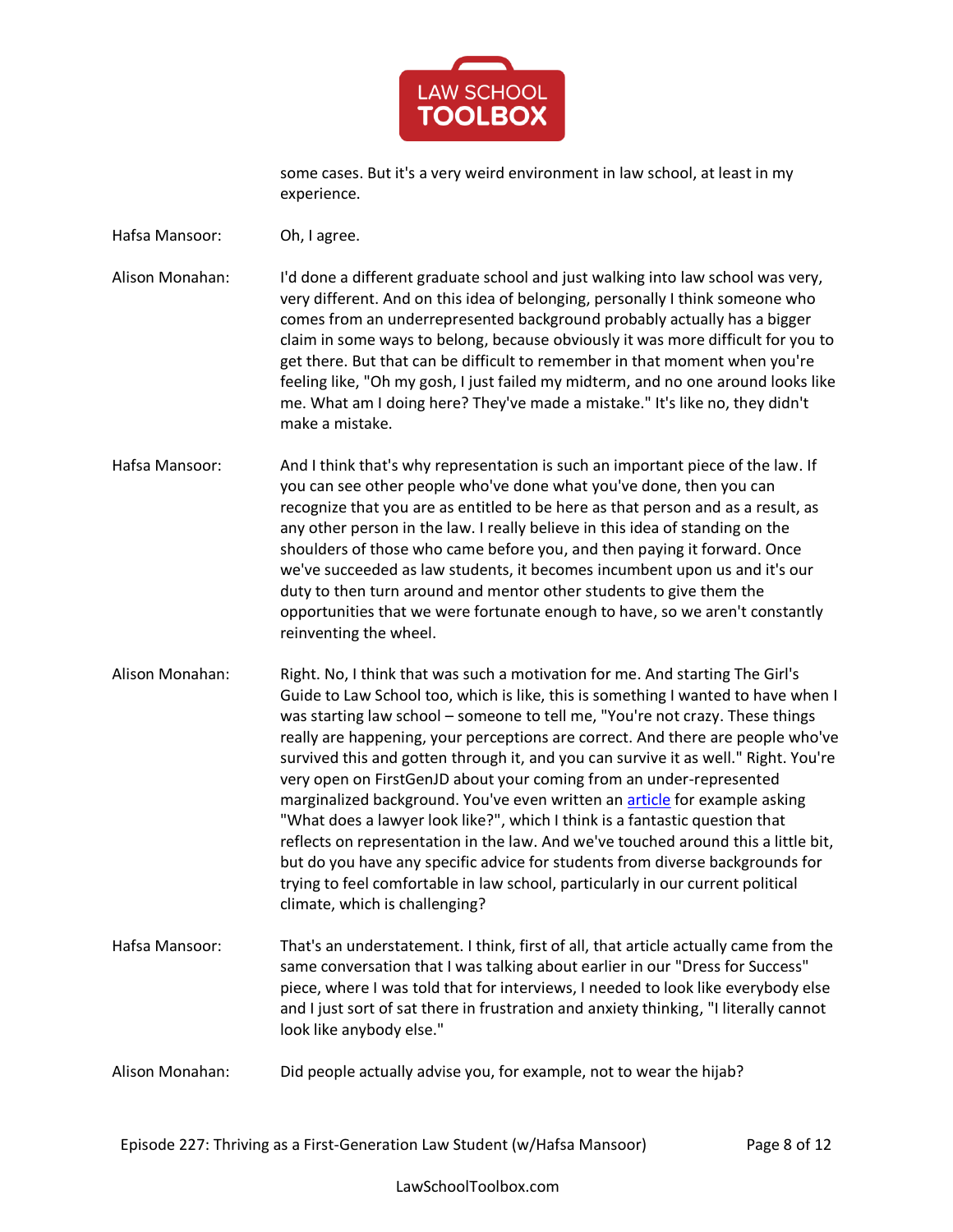some cases. But it's a very weird environment in law school, at least in my experience.

**Hafsa Mansoor:** Oh, I agree.

**Alison Monahan:** I'd done a different graduate school and just walking into law school was very, very different. And on this idea of belonging, personally I think someone who comes from an underrepresented background probably actually has a bigger claim in some ways to belong, because obviously it was more difficult for you to get there. But that can be difficult to remember in that moment when you're feeling like, "Oh my gosh, I just failed my midterm, and no one around looks like me. What am I doing here? They've made a mistake." It's like no, they didn't make a mistake.

**Hafsa Mansoor:** And I think that's why representation is such an important piece of the law. If you can see other people who've done what you've done, then you can recognize that you are as entitled to be here as that person and as a result, as any other person in the law. I really believe in this idea of standing on the shoulders of those who came before you, and then paying it forward. Once we've succeeded as law students, it becomes incumbent upon us and it's our duty to then turn around and mentor other students to give them the opportunities that we were fortunate enough to have, so we aren't constantly reinventing the wheel.

**Alison Monahan:** Right. No, I think that was such a motivation for me. And starting The Girl's Guide to Law School too, which is like, this is something I wanted to have when I was starting law school – someone to tell me, "You're not crazy. These things really are happening, your perceptions are correct. And there are people who've survived this and gotten through it, and you can survive it as well." Right. You're very open on FirstGenJD about your coming from an under-represented marginalized background. You've even written an article for example asking "What does a lawyer look like?", which I think is a fantastic question that reflects on representation in the law. And we've touched around this a little bit, but do you have any specific advice for students from diverse backgrounds for trying to feel comfortable in law school, particularly in our current political climate, which is challenging?

**Hafsa Mansoor:** That's an understatement. I think, first of all, that article actually came from the same conversation that I was talking about earlier in our "Dress for Success" piece, where I was told that for interviews, I needed to look like everybody else and I just sort of sat there in frustration and anxiety thinking, "I literally cannot look like anybody else."

**Alison Monahan:** Did people actually advise you, for example, not to wear the hijab?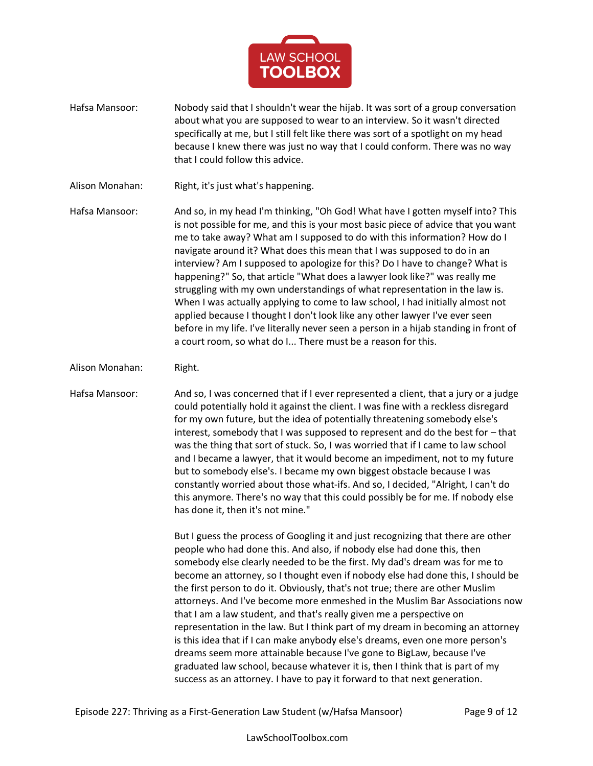Hafsa Mansoor: Nobody said that I shouldn't wear the hijab. It was sort of a group conversation about what you are supposed to wear to an interview. So it wasn't directed specifically at me, but I still felt like there was sort of a spotlight on my head because I knew there was just no way that I could conform. There was no way that I could follow this advice.

Alison Monahan: Right, it's just what's happening.

Hafsa Mansoor: And so, in my head I'm thinking, "Oh God! What have I gotten myself into? This is not possible for me, and this is your most basic piece of advice that you want me to take away? What am I supposed to do with this information? How do I navigate around it? What does this mean that I was supposed to do in an interview? Am I supposed to apologize for this? Do I have to change? What is happening?" So, that article "What does a lawyer look like?" was really me struggling with my own understandings of what representation in the law is. When I was actually applying to come to law school, I had initially almost not applied because I thought I don't look like any other lawyer I've ever seen before in my life. I've literally never seen a person in a hijab standing in front of a court room, so what do I... There must be a reason for this.

Alison Monahan: Right.

Hafsa Mansoor: And so, I was concerned that if I ever represented a client, that a jury or a judge could potentially hold it against the client. I was fine with a reckless disregard for my own future, but the idea of potentially threatening somebody else's interest, somebody that I was supposed to represent and do the best for – that was the thing that sort of stuck. So, I was worried that if I came to law school and I became a lawyer, that it would become an impediment, not to my future but to somebody else's. I became my own biggest obstacle because I was constantly worried about those what-ifs. And so, I decided, "Alright, I can't do this anymore. There's no way that this could possibly be for me. If nobody else has done it, then it's not mine."

But I guess the process of Googling it and just recognizing that there are other people who had done this. And also, if nobody else had done this, then somebody else clearly needed to be the first. My dad's dream was for me to become an attorney, so I thought even if nobody else had done this, I should be the first person to do it. Obviously, that's not true; there are other Muslim attorneys. And I've become more enmeshed in the Muslim Bar Associations now that I am a law student, and that's really given me a perspective on representation in the law. But I think part of my dream in becoming an attorney is this idea that if I can make anybody else's dreams, even one more person's dreams seem more attainable because I've gone to BigLaw, because I've graduated law school, because whatever it is, then I think that is part of my success as an attorney. I have to pay it forward to that next generation.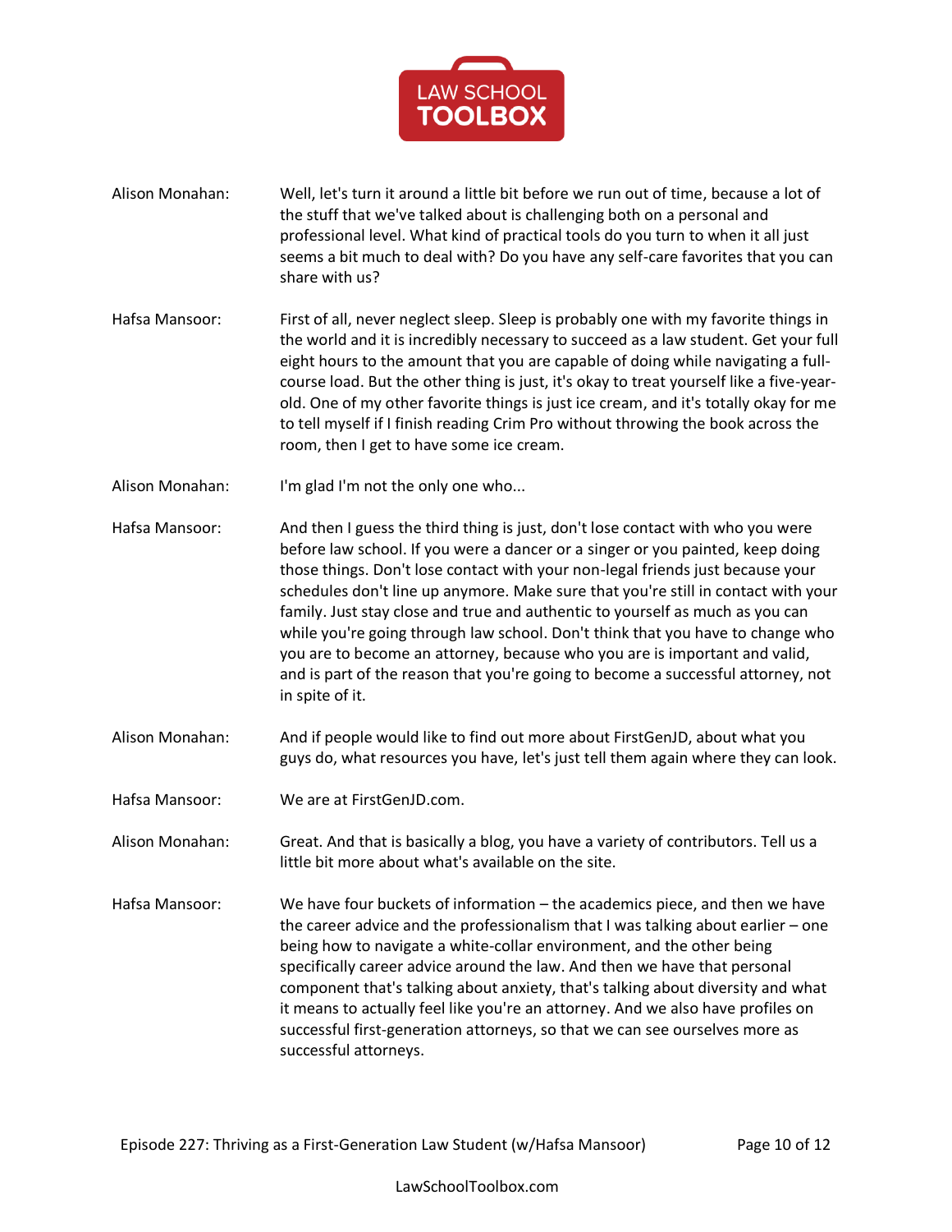**Alison Monahan:** Well, let's turn it around a little bit before we run out of time, because a lot of the stuff that we've talked about is challenging both on a personal and professional level. What kind of practical tools do you turn to when it all just seems a bit much to deal with? Do you have any self-care favorites that you can share with us?

**Hafsa Mansoor:** First of all, never neglect sleep. Sleep is probably one with my favorite things in the world and it is incredibly necessary to succeed as a law student. Get your full eight hours to the amount that you are capable of doing while navigating a full-course load. But the other thing is just, it's okay to treat yourself like a five-year-old. One of my other favorite things is just ice cream, and it's totally okay for me to tell myself if I finish reading Crim Pro without throwing the book across the room, then I get to have some ice cream.

**Alison Monahan:** I'm glad I'm not the only one who...

**Hafsa Mansoor:** And then I guess the third thing is just, don't lose contact with who you were before law school. If you were a dancer or a singer or you painted, keep doing those things. Don't lose contact with your non-legal friends just because your schedules don't line up anymore. Make sure that you're still in contact with your family. Just stay close and true and authentic to yourself as much as you can while you're going through law school. Don't think that you have to change who you are to become an attorney, because who you are is important and valid, and is part of the reason that you're going to become a successful attorney, not in spite of it.

**Alison Monahan:** And if people would like to find out more about FirstGenJD, about what you guys do, what resources you have, let's just tell them again where they can look.

**Hafsa Mansoor:** We are at FirstGenJD.com.

**Alison Monahan:** Great. And that is basically a blog, you have a variety of contributors. Tell us a little bit more about what's available on the site.

**Hafsa Mansoor:** We have four buckets of information – the academics piece, and then we have the career advice and the professionalism that I was talking about earlier – one being how to navigate a white-collar environment, and the other being specifically career advice around the law. And then we have that personal component that's talking about anxiety, that's talking about diversity and what it means to actually feel like you're an attorney. And we also have profiles on successful first-generation attorneys, so that we can see ourselves more as successful attorneys.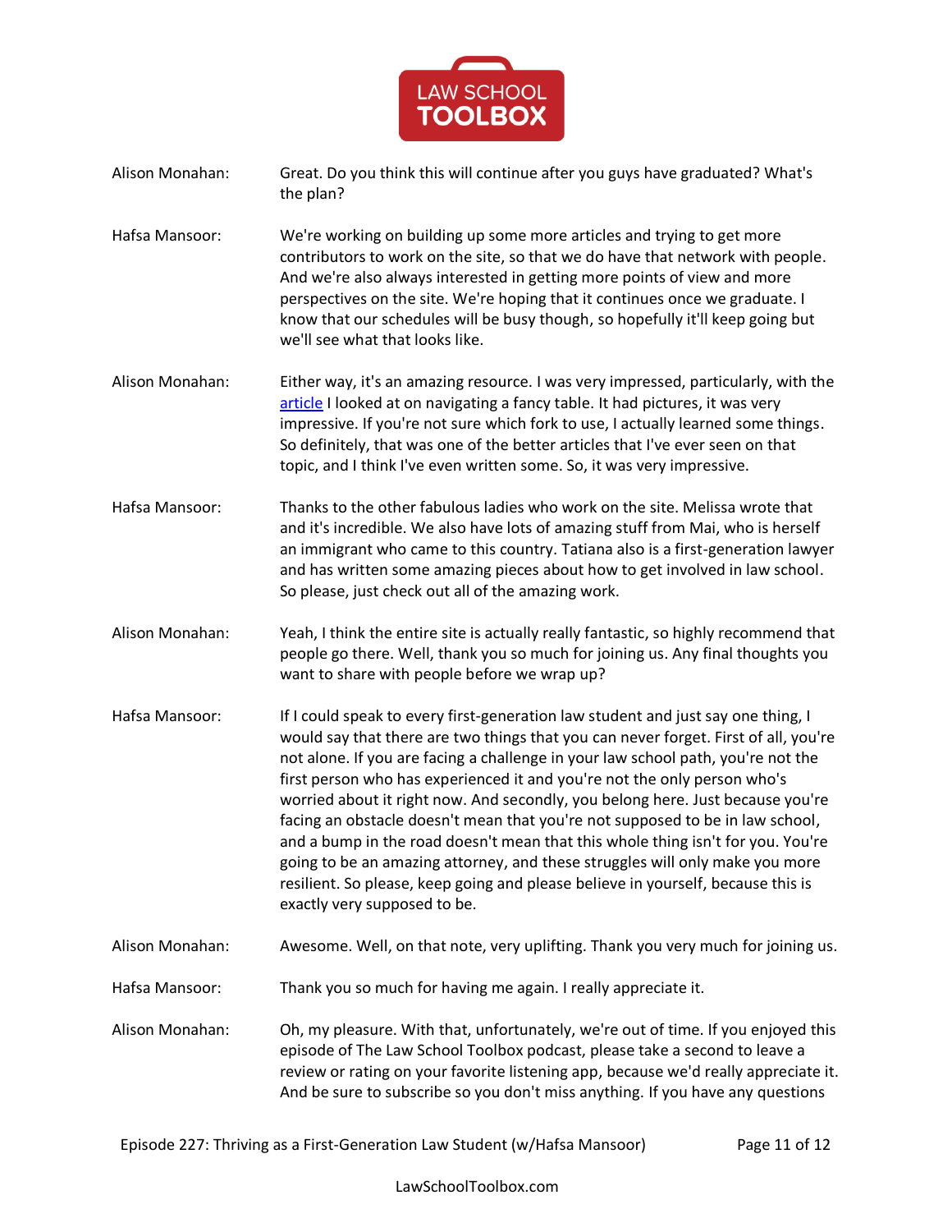Alison Monahan: Great. Do you think this will continue after you guys have graduated? What's the plan?

Hafsa Mansoor: We're working on building up some more articles and trying to get more contributors to work on the site, so that we do have that network with people. And we're also always interested in getting more points of view and more perspectives on the site. We're hoping that it continues once we graduate. I know that our schedules will be busy though, so hopefully it'll keep going but we'll see what that looks like.

Alison Monahan: Either way, it's an amazing resource. I was very impressed, particularly, with the article I looked at on navigating a fancy table. It had pictures, it was very impressive. If you're not sure which fork to use, I actually learned some things. So definitely, that was one of the better articles that I've ever seen on that topic, and I think I've even written some. So, it was very impressive.

Hafsa Mansoor: Thanks to the other fabulous ladies who work on the site. Melissa wrote that and it's incredible. We also have lots of amazing stuff from Mai, who is herself an immigrant who came to this country. Tatiana also is a first-generation lawyer and has written some amazing pieces about how to get involved in law school. So please, just check out all of the amazing work.

Alison Monahan: Yeah, I think the entire site is actually really fantastic, so highly recommend that people go there. Well, thank you so much for joining us. Any final thoughts you want to share with people before we wrap up?

Hafsa Mansoor: If I could speak to every first-generation law student and just say one thing, I would say that there are two things that you can never forget. First of all, you're not alone. If you are facing a challenge in your law school path, you're not the first person who has experienced it and you're not the only person who's worried about it right now. And secondly, you belong here. Just because you're facing an obstacle doesn't mean that you're not supposed to be in law school, and a bump in the road doesn't mean that this whole thing isn't for you. You're going to be an amazing attorney, and these struggles will only make you more resilient. So please, keep going and please believe in yourself, because this is exactly very supposed to be.

Alison Monahan: Awesome. Well, on that note, very uplifting. Thank you very much for joining us.

Hafsa Mansoor: Thank you so much for having me again. I really appreciate it.

Alison Monahan: Oh, my pleasure. With that, unfortunately, we're out of time. If you enjoyed this episode of The Law School Toolbox podcast, please take a second to leave a review or rating on your favorite listening app, because we'd really appreciate it. And be sure to subscribe so you don't miss anything. If you have any questions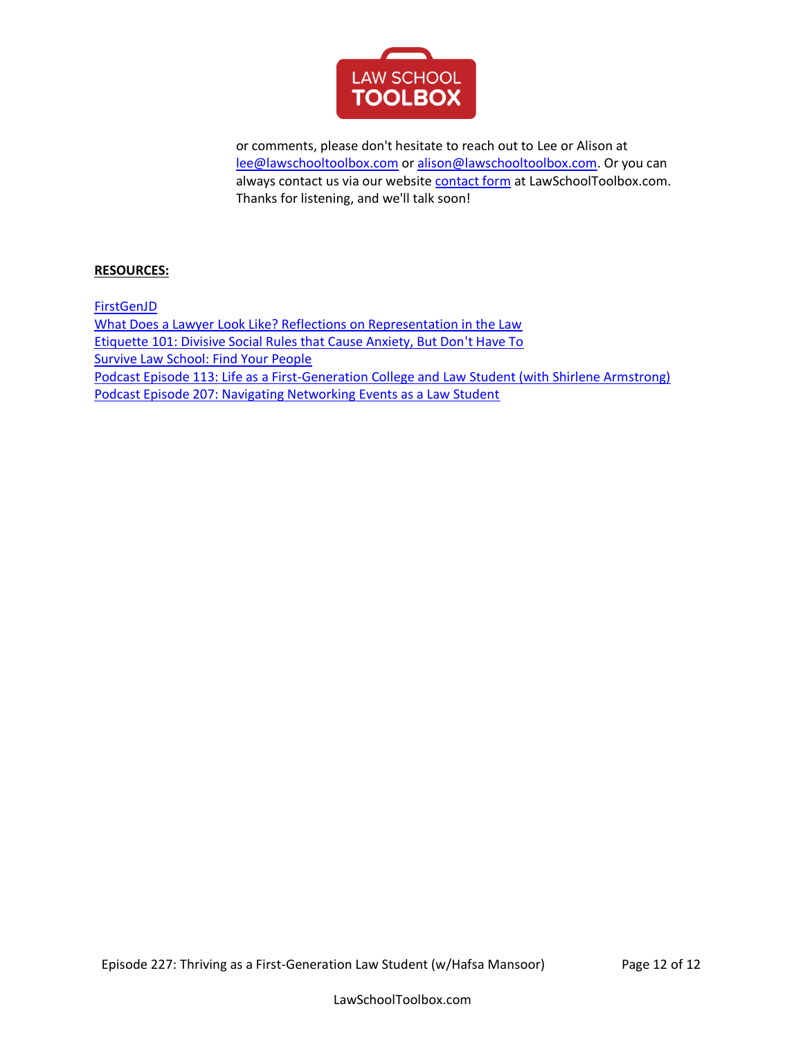or comments, please don't hesitate to reach out to Lee or Alison at lee@lawschooltoolbox.com or alison@lawschooltoolbox.com. Or you can always contact us via our website contact form at LawSchoolToolbox.com. Thanks for listening, and we'll talk soon!

**RESOURCES:**

FirstGenJD
What Does a Lawyer Look Like? Reflections on Representation in the Law
Etiquette 101: Divisive Social Rules that Cause Anxiety, But Don't Have To
Survive Law School: Find Your People
Podcast Episode 113: Life as a First-Generation College and Law Student (with Shirlene Armstrong)
Podcast Episode 207: Navigating Networking Events as a Law Student